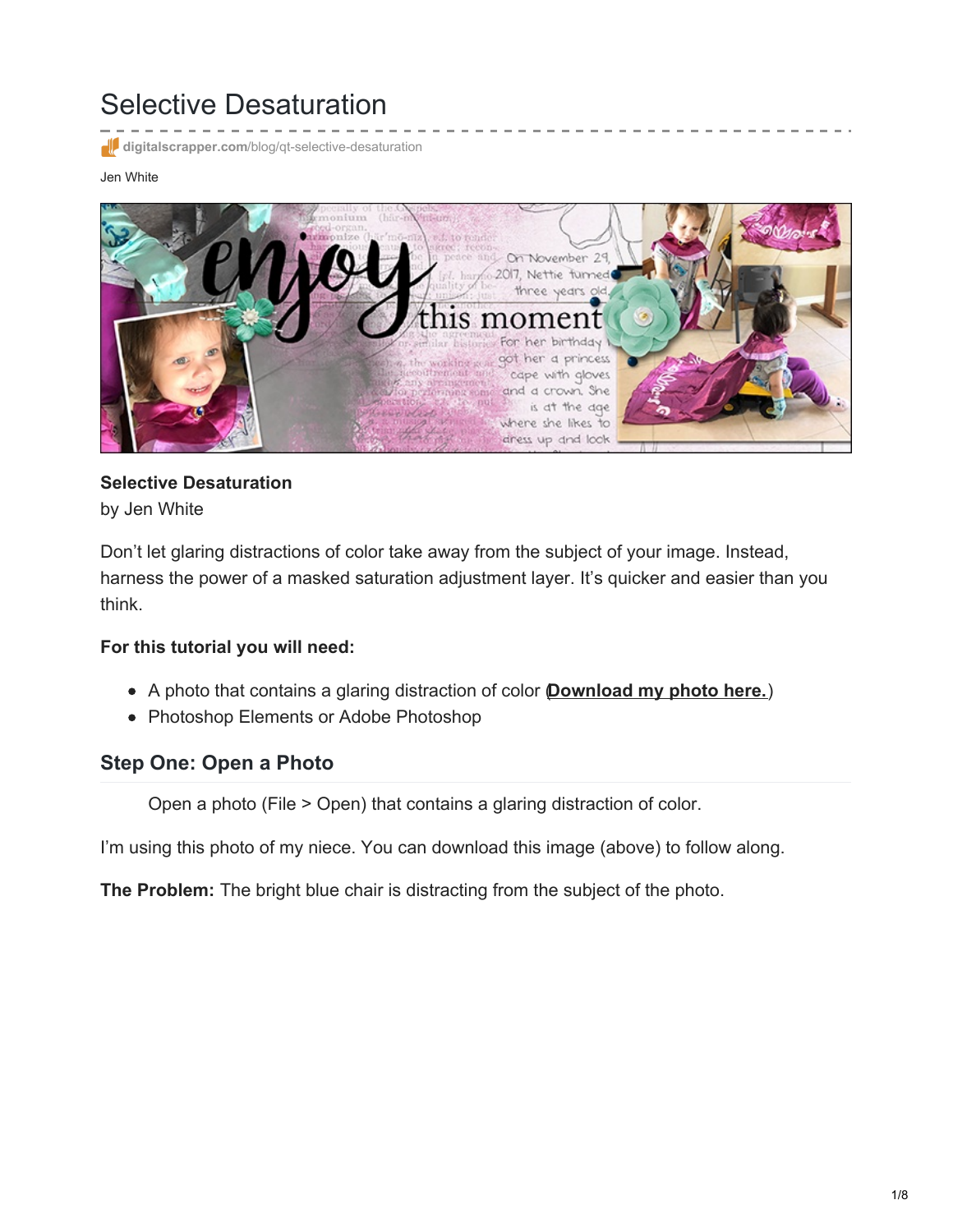# Selective Desaturation

digitalscrapper.com/blog/qt-selective-desaturation

Jen White

**Selective Desaturation**
by Jen White

Don't let glaring distractions of color take away from the subject of your image. Instead, harness the power of a masked saturation adjustment layer. It's quicker and easier than you think.

**For this tutorial you will need:**

- A photo that contains a glaring distraction of color (**Download my photo here.**)
- Photoshop Elements or Adobe Photoshop

## Step One: Open a Photo

Open a photo (File > Open) that contains a glaring distraction of color.

I'm using this photo of my niece. You can download this image (above) to follow along.

**The Problem:** The bright blue chair is distracting from the subject of the photo.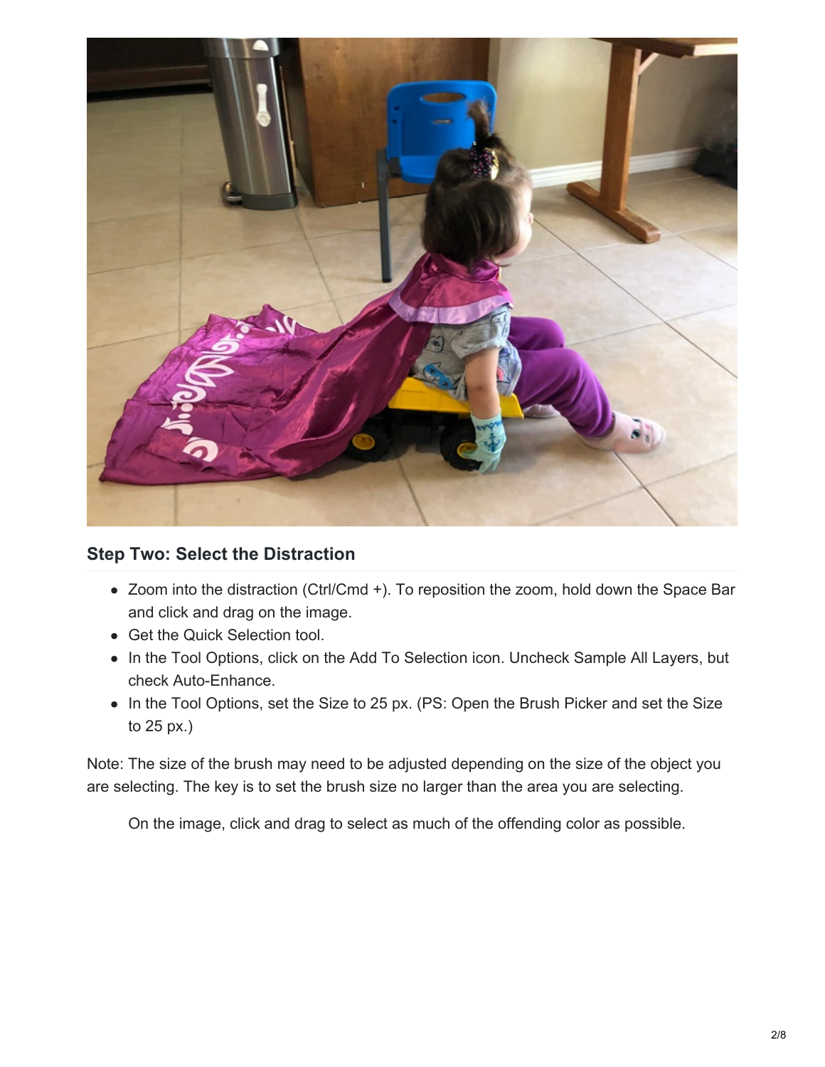### Step Two: Select the Distraction

- Zoom into the distraction (Ctrl/Cmd +). To reposition the zoom, hold down the Space Bar and click and drag on the image.
- Get the Quick Selection tool.
- In the Tool Options, click on the Add To Selection icon. Uncheck Sample All Layers, but check Auto-Enhance.
- In the Tool Options, set the Size to 25 px. (PS: Open the Brush Picker and set the Size to 25 px.)

Note: The size of the brush may need to be adjusted depending on the size of the object you are selecting. The key is to set the brush size no larger than the area you are selecting.

On the image, click and drag to select as much of the offending color as possible.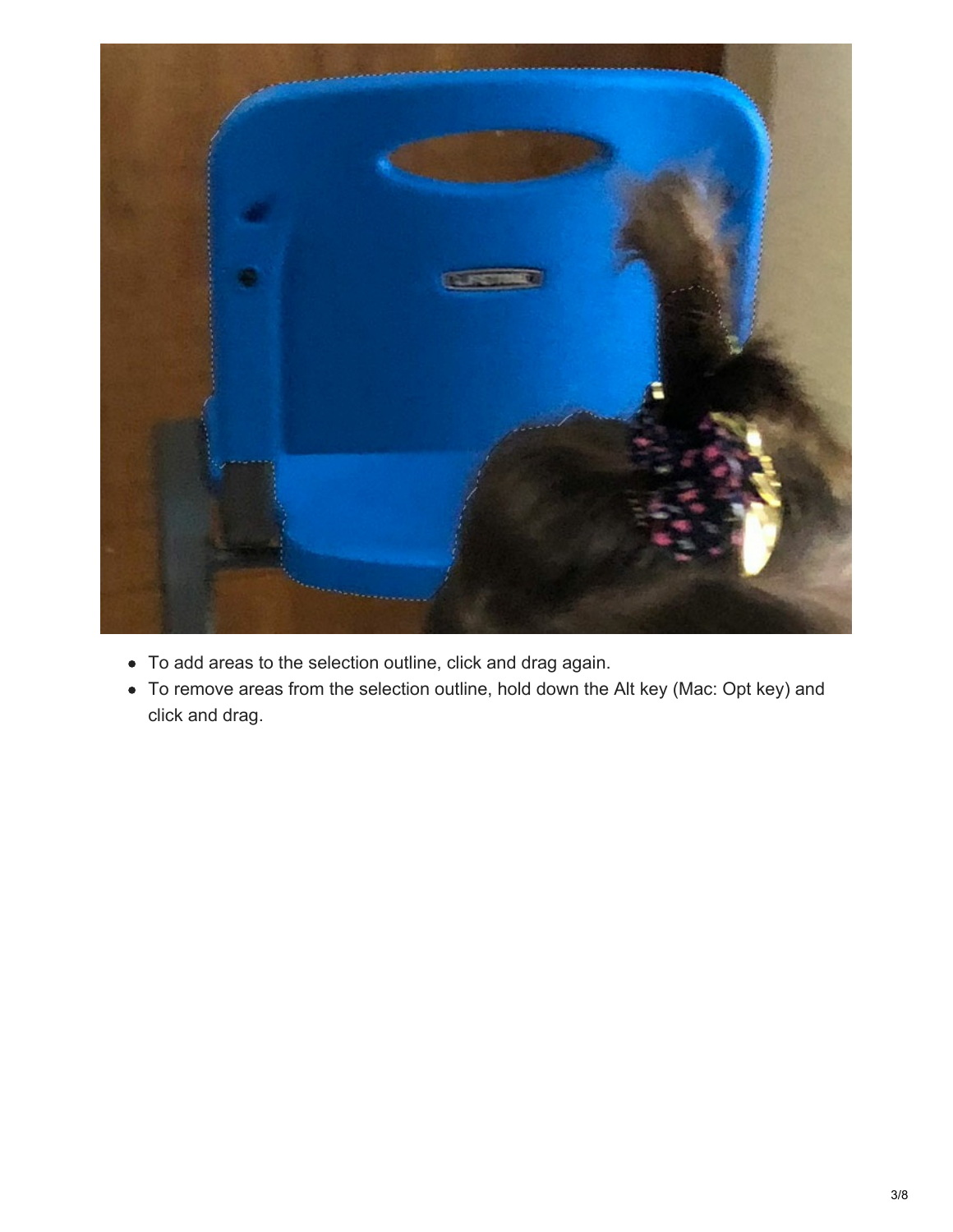- To add areas to the selection outline, click and drag again.
- To remove areas from the selection outline, hold down the Alt key (Mac: Opt key) and click and drag.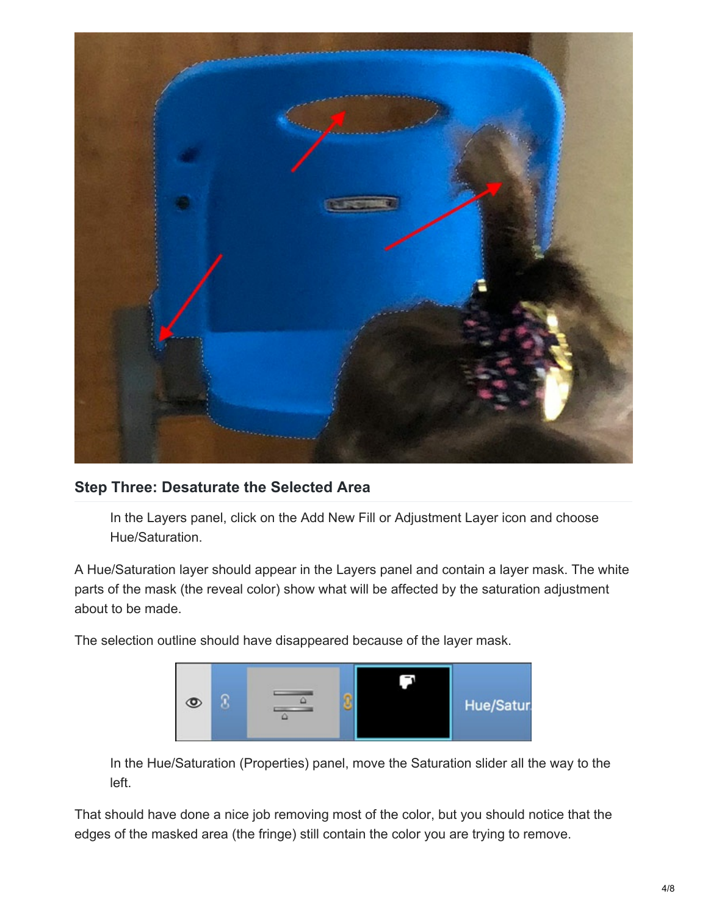### Step Three: Desaturate the Selected Area

> In the Layers panel, click on the Add New Fill or Adjustment Layer icon and choose Hue/Saturation.

A Hue/Saturation layer should appear in the Layers panel and contain a layer mask. The white parts of the mask (the reveal color) show what will be affected by the saturation adjustment about to be made.

The selection outline should have disappeared because of the layer mask.

> In the Hue/Saturation (Properties) panel, move the Saturation slider all the way to the left.

That should have done a nice job removing most of the color, but you should notice that the edges of the masked area (the fringe) still contain the color you are trying to remove.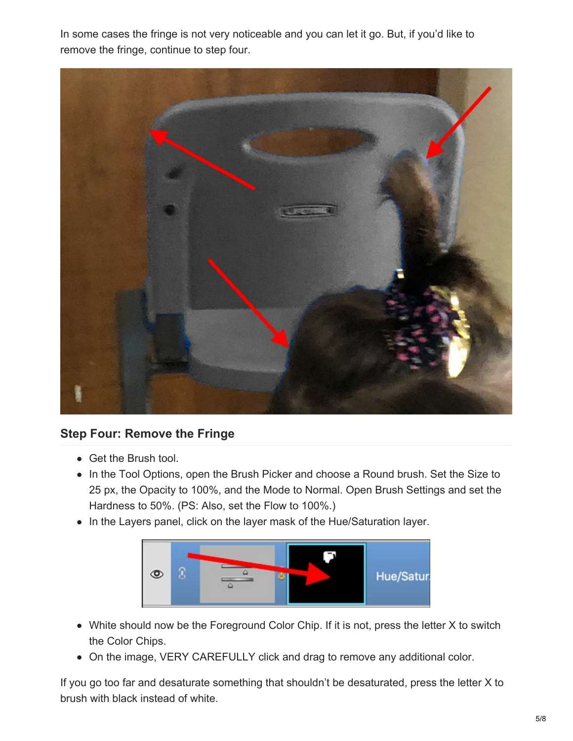In some cases the fringe is not very noticeable and you can let it go. But, if you'd like to remove the fringe, continue to step four.

### Step Four: Remove the Fringe

- Get the Brush tool.
- In the Tool Options, open the Brush Picker and choose a Round brush. Set the Size to 25 px, the Opacity to 100%, and the Mode to Normal. Open Brush Settings and set the Hardness to 50%. (PS: Also, set the Flow to 100%.)
- In the Layers panel, click on the layer mask of the Hue/Saturation layer.

- White should now be the Foreground Color Chip. If it is not, press the letter X to switch the Color Chips.
- On the image, VERY CAREFULLY click and drag to remove any additional color.

If you go too far and desaturate something that shouldn't be desaturated, press the letter X to brush with black instead of white.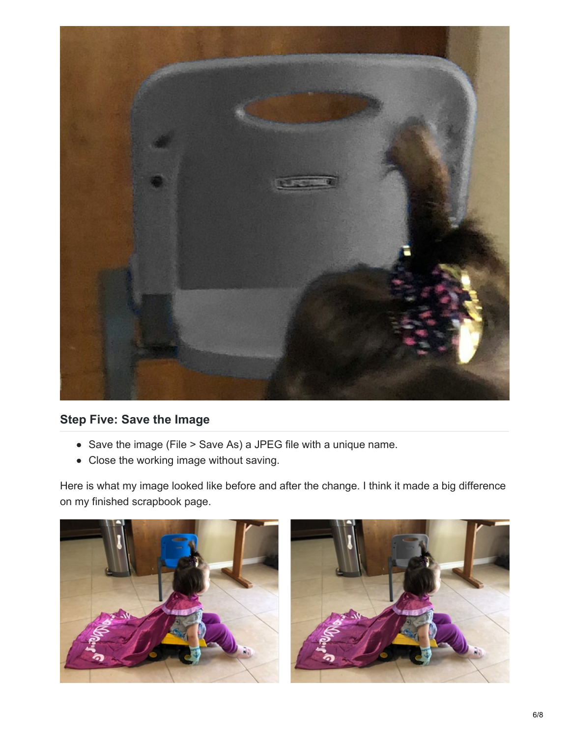### Step Five: Save the Image

- Save the image (File > Save As) a JPEG file with a unique name.
- Close the working image without saving.

Here is what my image looked like before and after the change. I think it made a big difference on my finished scrapbook page.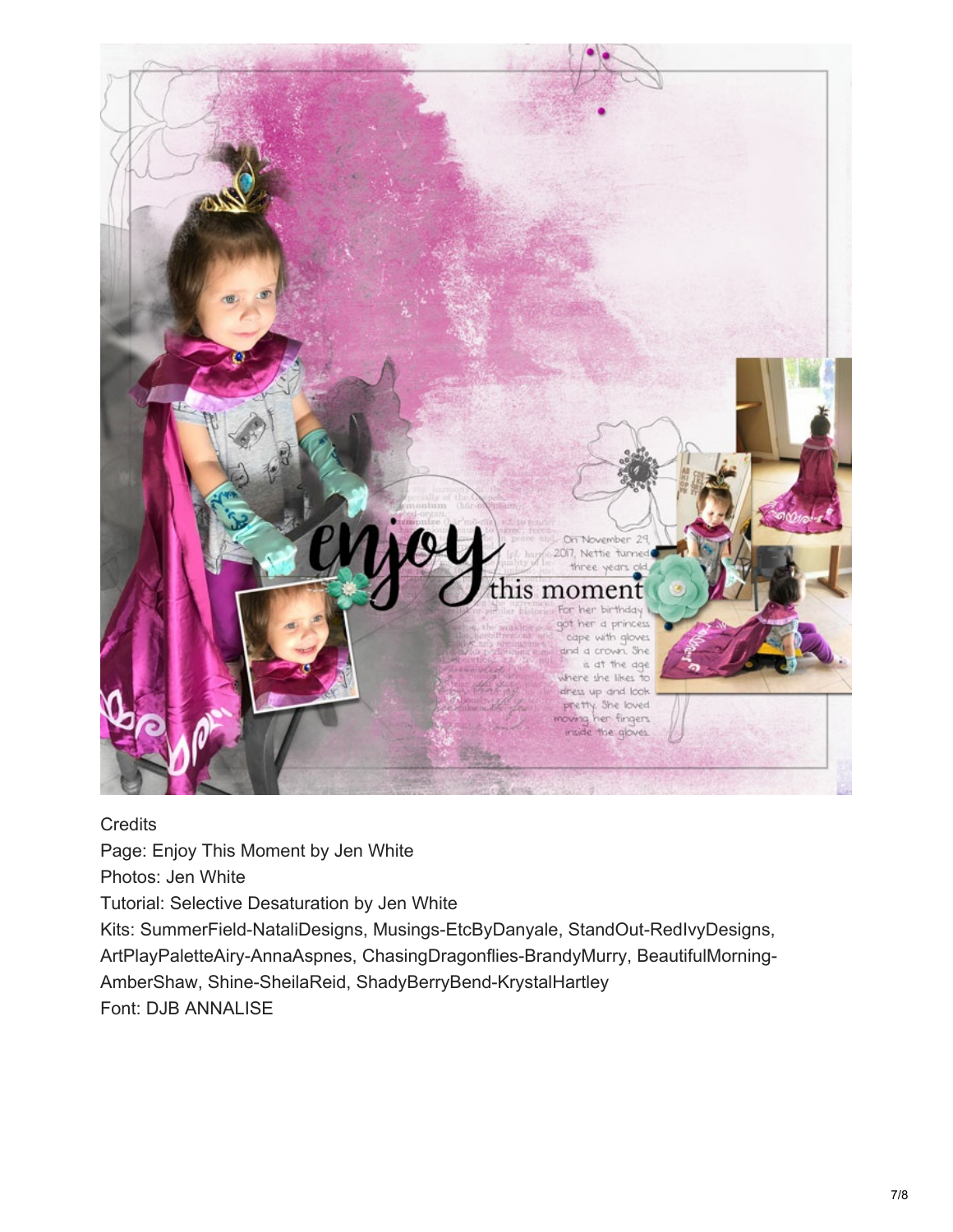Credits

Page: Enjoy This Moment by Jen White

Photos: Jen White

Tutorial: Selective Desaturation by Jen White

Kits: SummerField-NataliDesigns, Musings-EtcByDanyale, StandOut-RedIvyDesigns, ArtPlayPaletteAiry-AnnaAspnes, ChasingDragonflies-BrandyMurry, BeautifulMorning-AmberShaw, Shine-SheilaReid, ShadyBerryBend-KrystalHartley

Font: DJB ANNALISE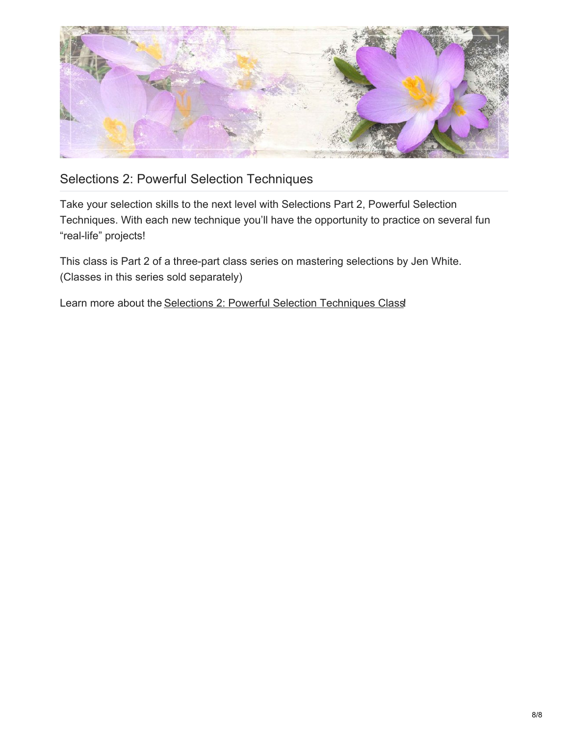## Selections 2: Powerful Selection Techniques

Take your selection skills to the next level with Selections Part 2, Powerful Selection Techniques. With each new technique you'll have the opportunity to practice on several fun "real-life" projects!

This class is Part 2 of a three-part class series on mastering selections by Jen White. (Classes in this series sold separately)

Learn more about the Selections 2: Powerful Selection Techniques Class!